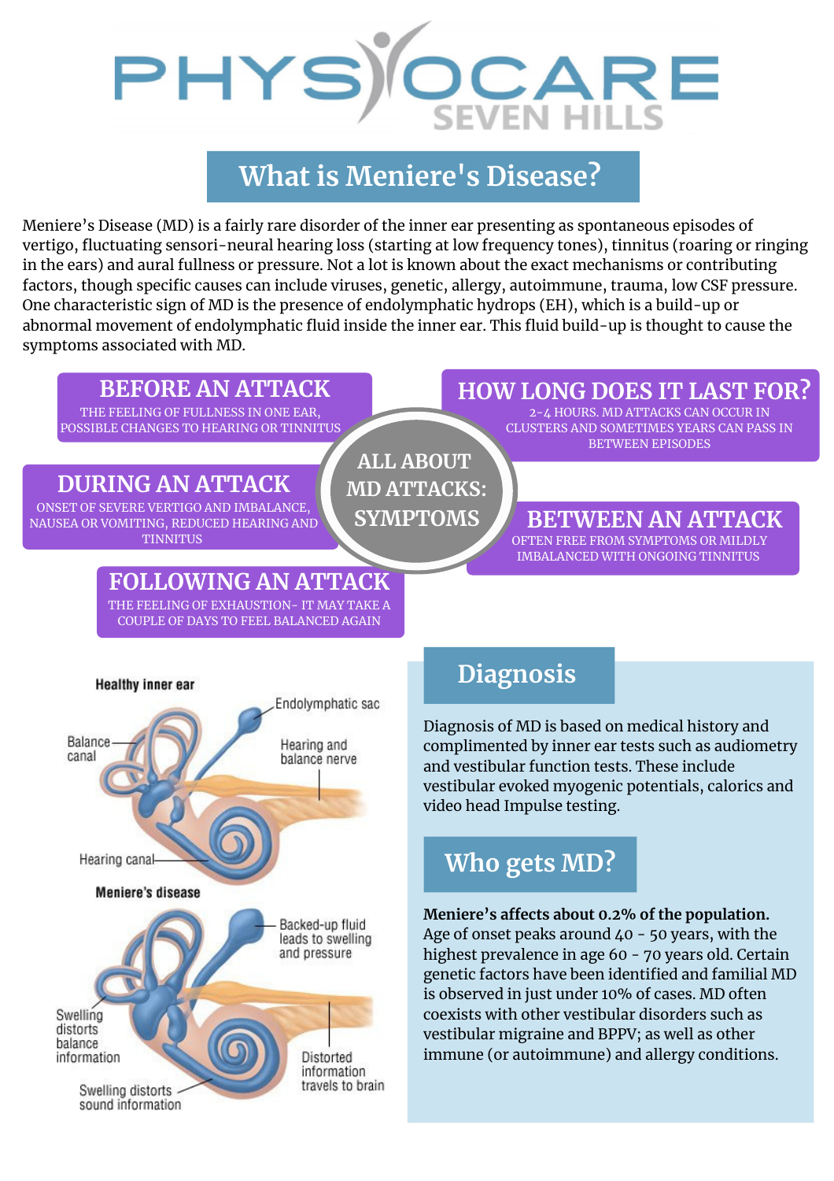# PHYSIOCARE SEVEN HILLS

## What is Meniere's Disease?

Meniere's Disease (MD) is a fairly rare disorder of the inner ear presenting as spontaneous episodes of vertigo, fluctuating sensori-neural hearing loss (starting at low frequency tones), tinnitus (roaring or ringing in the ears) and aural fullness or pressure. Not a lot is known about the exact mechanisms or contributing factors, though specific causes can include viruses, genetic, allergy, autoimmune, trauma, low CSF pressure. One characteristic sign of MD is the presence of endolymphatic hydrops (EH), which is a build-up or abnormal movement of endolymphatic fluid inside the inner ear. This fluid build-up is thought to cause the symptoms associated with MD.

## ALL ABOUT MD ATTACKS: SYMPTOMS

### BEFORE AN ATTACK

THE FEELING OF FULLNESS IN ONE EAR, POSSIBLE CHANGES TO HEARING OR TINNITUS

### DURING AN ATTACK

ONSET OF SEVERE VERTIGO AND IMBALANCE, NAUSEA OR VOMITING, REDUCED HEARING AND TINNITUS

### FOLLOWING AN ATTACK

THE FEELING OF EXHAUSTION- IT MAY TAKE A COUPLE OF DAYS TO FEEL BALANCED AGAIN

### HOW LONG DOES IT LAST FOR?

2-4 HOURS. MD ATTACKS CAN OCCUR IN CLUSTERS AND SOMETIMES YEARS CAN PASS IN BETWEEN EPISODES

### BETWEEN AN ATTACK

OFTEN FREE FROM SYMPTOMS OR MILDLY IMBALANCED WITH ONGOING TINNITUS

Healthy inner ear: Endolymphatic sac; Balance canal; Hearing and balance nerve; Hearing canal

Meniere's disease: Backed-up fluid leads to swelling and pressure; Swelling distorts balance information; Distorted information travels to brain; Swelling distorts sound information

## Diagnosis

Diagnosis of MD is based on medical history and complimented by inner ear tests such as audiometry and vestibular function tests. These include vestibular evoked myogenic potentials, calorics and video head Impulse testing.

## Who gets MD?

**Meniere's affects about 0.2% of the population.** Age of onset peaks around 40 - 50 years, with the highest prevalence in age 60 - 70 years old. Certain genetic factors have been identified and familial MD is observed in just under 10% of cases. MD often coexists with other vestibular disorders such as vestibular migraine and BPPV; as well as other immune (or autoimmune) and allergy conditions.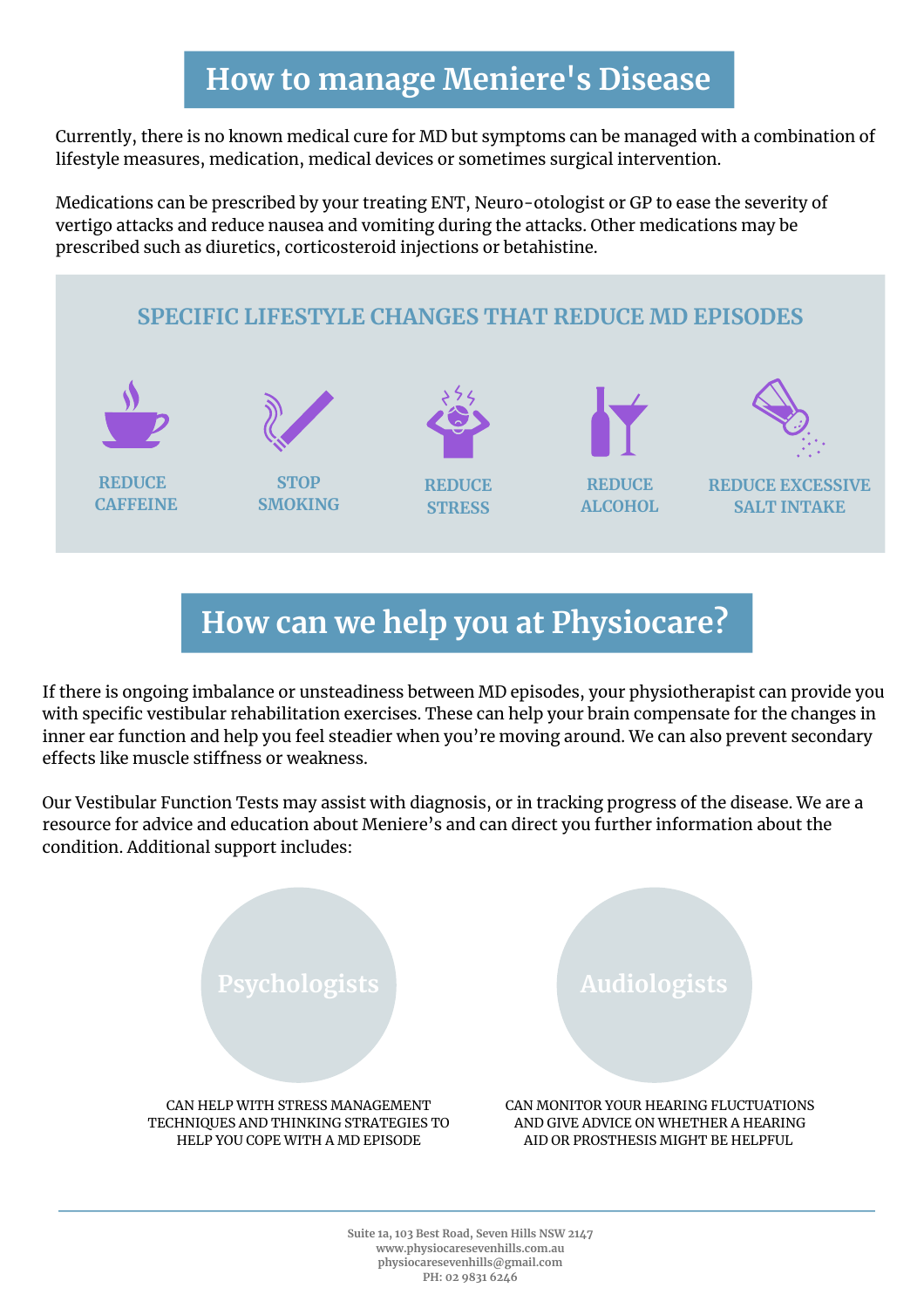# How to manage Meniere's Disease

Currently, there is no known medical cure for MD but symptoms can be managed with a combination of lifestyle measures, medication, medical devices or sometimes surgical intervention.

Medications can be prescribed by your treating ENT, Neuro-otologist or GP to ease the severity of vertigo attacks and reduce nausea and vomiting during the attacks. Other medications may be prescribed such as diuretics, corticosteroid injections or betahistine.

## SPECIFIC LIFESTYLE CHANGES THAT REDUCE MD EPISODES

- REDUCE CAFFEINE
- STOP SMOKING
- REDUCE STRESS
- REDUCE ALCOHOL
- REDUCE EXCESSIVE SALT INTAKE

# How can we help you at Physiocare?

If there is ongoing imbalance or unsteadiness between MD episodes, your physiotherapist can provide you with specific vestibular rehabilitation exercises. These can help your brain compensate for the changes in inner ear function and help you feel steadier when you're moving around. We can also prevent secondary effects like muscle stiffness or weakness.

Our Vestibular Function Tests may assist with diagnosis, or in tracking progress of the disease. We are a resource for advice and education about Meniere's and can direct you further information about the condition. Additional support includes:

**Psychologists**

CAN HELP WITH STRESS MANAGEMENT TECHNIQUES AND THINKING STRATEGIES TO HELP YOU COPE WITH A MD EPISODE

**Audiologists**

CAN MONITOR YOUR HEARING FLUCTUATIONS AND GIVE ADVICE ON WHETHER A HEARING AID OR PROSTHESIS MIGHT BE HELPFUL

Suite 1a, 103 Best Road, Seven Hills NSW 2147
www.physiocaresevenhills.com.au
physiocaresevenhills@gmail.com
PH: 02 9831 6246